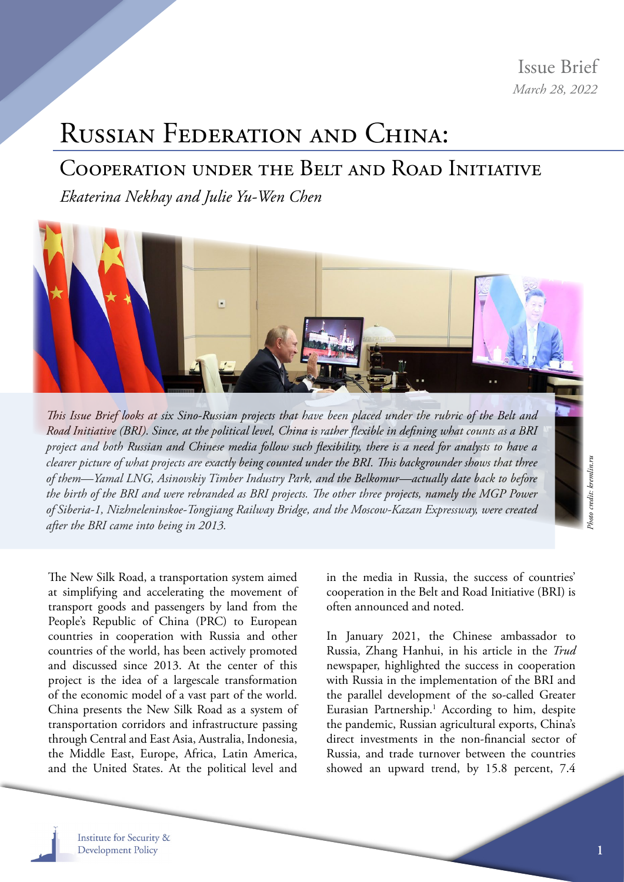Issue Brief
*March 28, 2022*

# Russian Federation and China:

## Cooperation under the Belt and Road Initiative

*Ekaterina Nekhay and Julie Yu-Wen Chen*

*This Issue Brief looks at six Sino-Russian projects that have been placed under the rubric of the Belt and Road Initiative (BRI). Since, at the political level, China is rather flexible in defining what counts as a BRI project and both Russian and Chinese media follow such flexibility, there is a need for analysts to have a clearer picture of what projects are exactly being counted under the BRI. This backgrounder shows that three of them—Yamal LNG, Asinovskiy Timber Industry Park, and the Belkomur—actually date back to before the birth of the BRI and were rebranded as BRI projects. The other three projects, namely the MGP Power of Siberia-1, Nizhneleninskoe-Tongjiang Railway Bridge, and the Moscow-Kazan Expressway, were created after the BRI came into being in 2013.*

*Photo credit: kremlin.ru*

The New Silk Road, a transportation system aimed at simplifying and accelerating the movement of transport goods and passengers by land from the People's Republic of China (PRC) to European countries in cooperation with Russia and other countries of the world, has been actively promoted and discussed since 2013. At the center of this project is the idea of a largescale transformation of the economic model of a vast part of the world. China presents the New Silk Road as a system of transportation corridors and infrastructure passing through Central and East Asia, Australia, Indonesia, the Middle East, Europe, Africa, Latin America, and the United States. At the political level and in the media in Russia, the success of countries' cooperation in the Belt and Road Initiative (BRI) is often announced and noted.

In January 2021, the Chinese ambassador to Russia, Zhang Hanhui, in his article in the *Trud* newspaper, highlighted the success in cooperation with Russia in the implementation of the BRI and the parallel development of the so-called Greater Eurasian Partnership.[1] According to him, despite the pandemic, Russian agricultural exports, China's direct investments in the non-financial sector of Russia, and trade turnover between the countries showed an upward trend, by 15.8 percent, 7.4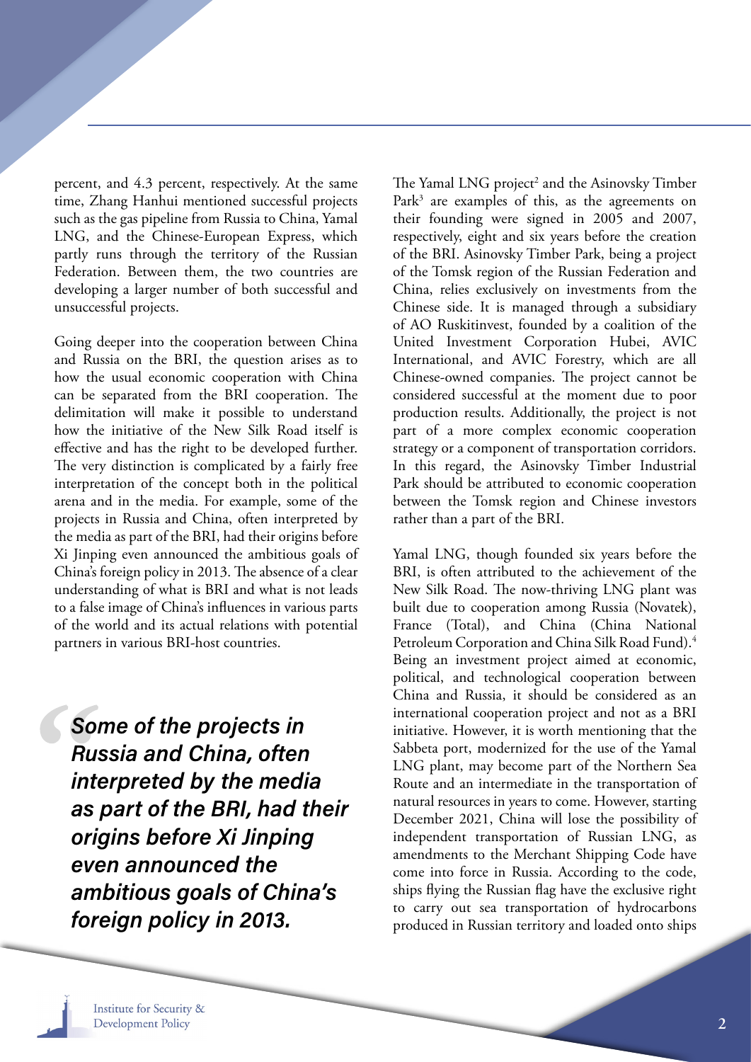percent, and 4.3 percent, respectively. At the same time, Zhang Hanhui mentioned successful projects such as the gas pipeline from Russia to China, Yamal LNG, and the Chinese-European Express, which partly runs through the territory of the Russian Federation. Between them, the two countries are developing a larger number of both successful and unsuccessful projects.

Going deeper into the cooperation between China and Russia on the BRI, the question arises as to how the usual economic cooperation with China can be separated from the BRI cooperation. The delimitation will make it possible to understand how the initiative of the New Silk Road itself is effective and has the right to be developed further. The very distinction is complicated by a fairly free interpretation of the concept both in the political arena and in the media. For example, some of the projects in Russia and China, often interpreted by the media as part of the BRI, had their origins before Xi Jinping even announced the ambitious goals of China's foreign policy in 2013. The absence of a clear understanding of what is BRI and what is not leads to a false image of China's influences in various parts of the world and its actual relations with potential partners in various BRI-host countries.

> ***Some of the projects in Russia and China, often interpreted by the media as part of the BRI, had their origins before Xi Jinping even announced the ambitious goals of China's foreign policy in 2013.***

The Yamal LNG project[2] and the Asinovsky Timber Park[3] are examples of this, as the agreements on their founding were signed in 2005 and 2007, respectively, eight and six years before the creation of the BRI. Asinovsky Timber Park, being a project of the Tomsk region of the Russian Federation and China, relies exclusively on investments from the Chinese side. It is managed through a subsidiary of AO Ruskitinvest, founded by a coalition of the United Investment Corporation Hubei, AVIC International, and AVIC Forestry, which are all Chinese-owned companies. The project cannot be considered successful at the moment due to poor production results. Additionally, the project is not part of a more complex economic cooperation strategy or a component of transportation corridors. In this regard, the Asinovsky Timber Industrial Park should be attributed to economic cooperation between the Tomsk region and Chinese investors rather than a part of the BRI.

Yamal LNG, though founded six years before the BRI, is often attributed to the achievement of the New Silk Road. The now-thriving LNG plant was built due to cooperation among Russia (Novatek), France (Total), and China (China National Petroleum Corporation and China Silk Road Fund).[4] Being an investment project aimed at economic, political, and technological cooperation between China and Russia, it should be considered as an international cooperation project and not as a BRI initiative. However, it is worth mentioning that the Sabbeta port, modernized for the use of the Yamal LNG plant, may become part of the Northern Sea Route and an intermediate in the transportation of natural resources in years to come. However, starting December 2021, China will lose the possibility of independent transportation of Russian LNG, as amendments to the Merchant Shipping Code have come into force in Russia. According to the code, ships flying the Russian flag have the exclusive right to carry out sea transportation of hydrocarbons produced in Russian territory and loaded onto ships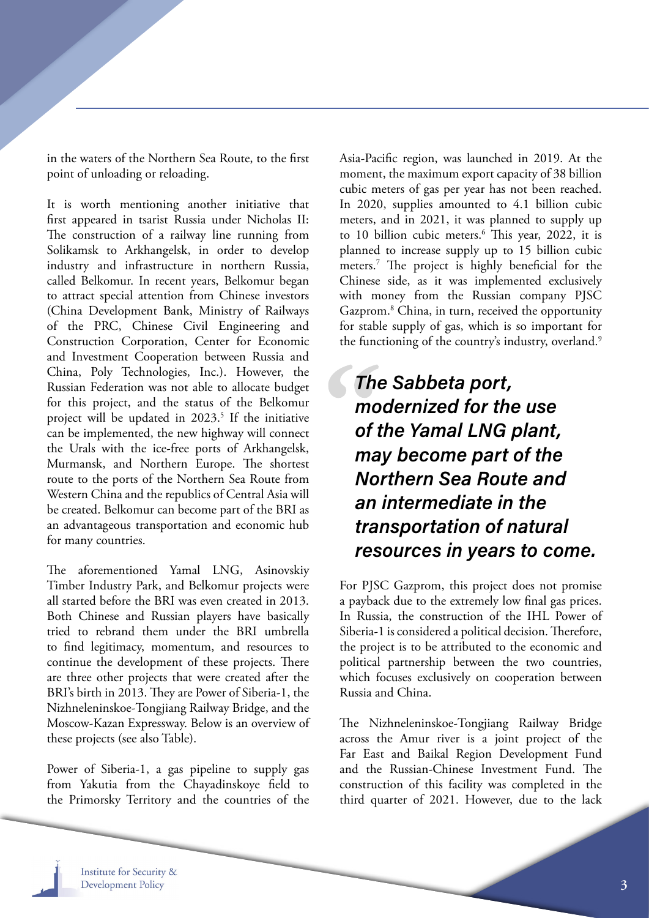in the waters of the Northern Sea Route, to the first point of unloading or reloading.

It is worth mentioning another initiative that first appeared in tsarist Russia under Nicholas II: The construction of a railway line running from Solikamsk to Arkhangelsk, in order to develop industry and infrastructure in northern Russia, called Belkomur. In recent years, Belkomur began to attract special attention from Chinese investors (China Development Bank, Ministry of Railways of the PRC, Chinese Civil Engineering and Construction Corporation, Center for Economic and Investment Cooperation between Russia and China, Poly Technologies, Inc.). However, the Russian Federation was not able to allocate budget for this project, and the status of the Belkomur project will be updated in 2023.[5] If the initiative can be implemented, the new highway will connect the Urals with the ice-free ports of Arkhangelsk, Murmansk, and Northern Europe. The shortest route to the ports of the Northern Sea Route from Western China and the republics of Central Asia will be created. Belkomur can become part of the BRI as an advantageous transportation and economic hub for many countries.

The aforementioned Yamal LNG, Asinovskiy Timber Industry Park, and Belkomur projects were all started before the BRI was even created in 2013. Both Chinese and Russian players have basically tried to rebrand them under the BRI umbrella to find legitimacy, momentum, and resources to continue the development of these projects. There are three other projects that were created after the BRI's birth in 2013. They are Power of Siberia-1, the Nizhneleninskoe-Tongjiang Railway Bridge, and the Moscow-Kazan Expressway. Below is an overview of these projects (see also Table).

Power of Siberia-1, a gas pipeline to supply gas from Yakutia from the Chayadinskoye field to the Primorsky Territory and the countries of the Asia-Pacific region, was launched in 2019. At the moment, the maximum export capacity of 38 billion cubic meters of gas per year has not been reached. In 2020, supplies amounted to 4.1 billion cubic meters, and in 2021, it was planned to supply up to 10 billion cubic meters.[6] This year, 2022, it is planned to increase supply up to 15 billion cubic meters.[7] The project is highly beneficial for the Chinese side, as it was implemented exclusively with money from the Russian company PJSC Gazprom.[8] China, in turn, received the opportunity for stable supply of gas, which is so important for the functioning of the country's industry, overland.[9]

> ***The Sabbeta port, modernized for the use of the Yamal LNG plant, may become part of the Northern Sea Route and an intermediate in the transportation of natural resources in years to come.***

For PJSC Gazprom, this project does not promise a payback due to the extremely low final gas prices. In Russia, the construction of the IHL Power of Siberia-1 is considered a political decision. Therefore, the project is to be attributed to the economic and political partnership between the two countries, which focuses exclusively on cooperation between Russia and China.

The Nizhneleninskoe-Tongjiang Railway Bridge across the Amur river is a joint project of the Far East and Baikal Region Development Fund and the Russian-Chinese Investment Fund. The construction of this facility was completed in the third quarter of 2021. However, due to the lack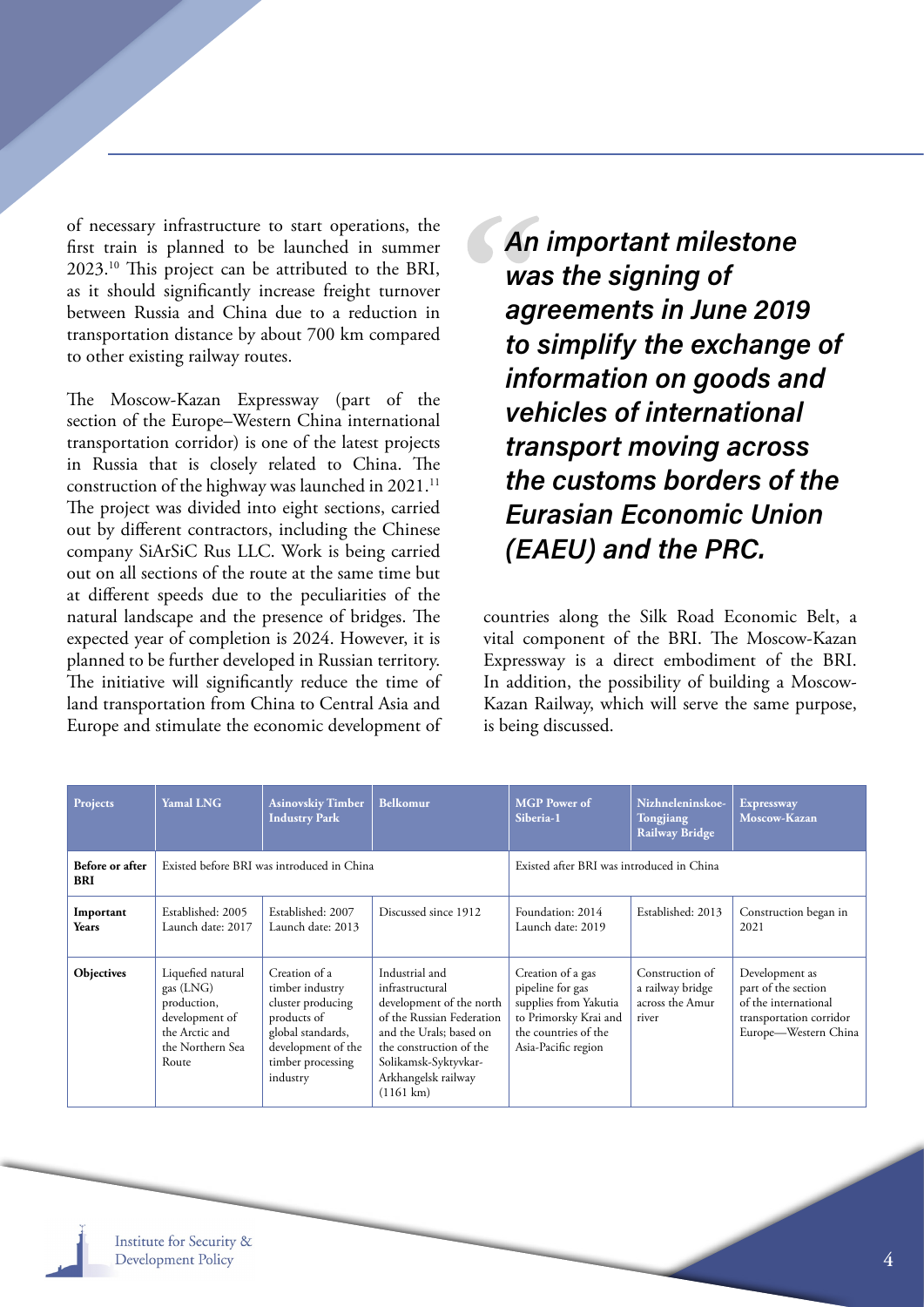of necessary infrastructure to start operations, the first train is planned to be launched in summer 2023.[10] This project can be attributed to the BRI, as it should significantly increase freight turnover between Russia and China due to a reduction in transportation distance by about 700 km compared to other existing railway routes.

The Moscow-Kazan Expressway (part of the section of the Europe–Western China international transportation corridor) is one of the latest projects in Russia that is closely related to China. The construction of the highway was launched in 2021.[11] The project was divided into eight sections, carried out by different contractors, including the Chinese company SiArSiC Rus LLC. Work is being carried out on all sections of the route at the same time but at different speeds due to the peculiarities of the natural landscape and the presence of bridges. The expected year of completion is 2024. However, it is planned to be further developed in Russian territory. The initiative will significantly reduce the time of land transportation from China to Central Asia and Europe and stimulate the economic development of countries along the Silk Road Economic Belt, a vital component of the BRI. The Moscow-Kazan Expressway is a direct embodiment of the BRI. In addition, the possibility of building a Moscow-Kazan Railway, which will serve the same purpose, is being discussed.

> ***An important milestone was the signing of agreements in June 2019 to simplify the exchange of information on goods and vehicles of international transport moving across the customs borders of the Eurasian Economic Union (EAEU) and the PRC.***

| Projects | Yamal LNG | Asinovskiy Timber Industry Park | Belkomur | MGP Power of Siberia-1 | Nizhneleninskoe-Tongjiang Railway Bridge | Expressway Moscow-Kazan |
|---|---|---|---|---|---|---|
| **Before or after BRI** | Existed before BRI was introduced in China | | | Existed after BRI was introduced in China | | |
| **Important Years** | Established: 2005 Launch date: 2017 | Established: 2007 Launch date: 2013 | Discussed since 1912 | Foundation: 2014 Launch date: 2019 | Established: 2013 | Construction began in 2021 |
| **Objectives** | Liquefied natural gas (LNG) production, development of the Arctic and the Northern Sea Route | Creation of a timber industry cluster producing products of global standards, development of the timber processing industry | Industrial and infrastructural development of the north of the Russian Federation and the Urals; based on the construction of the Solikamsk-Syktyvkar-Arkhangelsk railway (1161 km) | Creation of a gas pipeline for gas supplies from Yakutia to Primorsky Krai and the countries of the Asia-Pacific region | Construction of a railway bridge across the Amur river | Development as part of the section of the international transportation corridor Europe—Western China |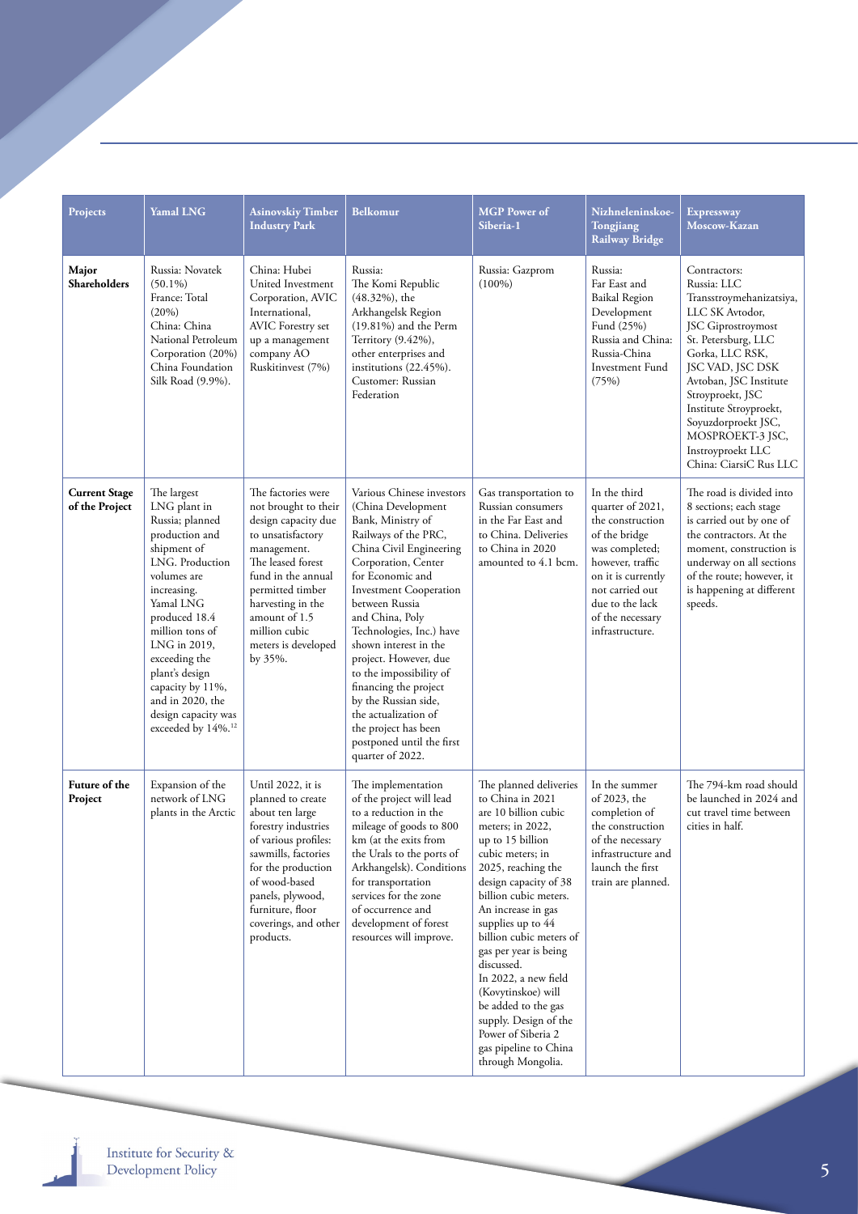| Projects | Yamal LNG | Asinovskiy Timber Industry Park | Belkomur | MGP Power of Siberia-1 | Nizhneleninskoe-Tongjiang Railway Bridge | Expressway Moscow-Kazan |
|---|---|---|---|---|---|---|
| **Major Shareholders** | Russia: Novatek (50.1%) France: Total (20%) China: China National Petroleum Corporation (20%) China Foundation Silk Road (9.9%). | China: Hubei United Investment Corporation, AVIC International, AVIC Forestry set up a management company AO Ruskitinvest (7%) | Russia: The Komi Republic (48.32%), the Arkhangelsk Region (19.81%) and the Perm Territory (9.42%), other enterprises and institutions (22.45%). Customer: Russian Federation | Russia: Gazprom (100%) | Russia: Far East and Baikal Region Development Fund (25%) Russia and China: Russia-China Investment Fund (75%) | Contractors: Russia: LLC Transstroymehanizatsiya, LLC SK Avtodor, JSC Giprostroymost St. Petersburg, LLC Gorka, LLC RSK, JSC VAD, JSC DSK Avtoban, JSC Institute Stroyproekt, JSC Institute Stroyproekt, Soyuzdorproekt JSC, MOSPROEKT-3 JSC, Instroyproekt LLC China: CiarsiC Rus LLC |
| **Current Stage of the Project** | The largest LNG plant in Russia; planned production and shipment of LNG. Production volumes are increasing. Yamal LNG produced 18.4 million tons of LNG in 2019, exceeding the plant's design capacity by 11%, and in 2020, the design capacity was exceeded by 14%.[12] | The factories were not brought to their design capacity due to unsatisfactory management. The leased forest fund in the annual permitted timber harvesting in the amount of 1.5 million cubic meters is developed by 35%. | Various Chinese investors (China Development Bank, Ministry of Railways of the PRC, China Civil Engineering Corporation, Center for Economic and Investment Cooperation between Russia and China, Poly Technologies, Inc.) have shown interest in the project. However, due to the impossibility of financing the project by the Russian side, the actualization of the project has been postponed until the first quarter of 2022. | Gas transportation to Russian consumers in the Far East and to China. Deliveries to China in 2020 amounted to 4.1 bcm. | In the third quarter of 2021, the construction of the bridge was completed; however, traffic on it is currently not carried out due to the lack of the necessary infrastructure. | The road is divided into 8 sections; each stage is carried out by one of the contractors. At the moment, construction is underway on all sections of the route; however, it is happening at different speeds. |
| **Future of the Project** | Expansion of the network of LNG plants in the Arctic | Until 2022, it is planned to create about ten large forestry industries of various profiles: sawmills, factories for the production of wood-based panels, plywood, furniture, floor coverings, and other products. | The implementation of the project will lead to a reduction in the mileage of goods to 800 km (at the exits from the Urals to the ports of Arkhangelsk). Conditions for transportation services for the zone of occurrence and development of forest resources will improve. | The planned deliveries to China in 2021 are 10 billion cubic meters; in 2022, up to 15 billion cubic meters; in 2025, reaching the design capacity of 38 billion cubic meters. An increase in gas supplies up to 44 billion cubic meters of gas per year is being discussed. In 2022, a new field (Kovytinskoe) will be added to the gas supply. Design of the Power of Siberia 2 gas pipeline to China through Mongolia. | In the summer of 2023, the completion of the construction of the necessary infrastructure and launch the first train are planned. | The 794-km road should be launched in 2024 and cut travel time between cities in half. |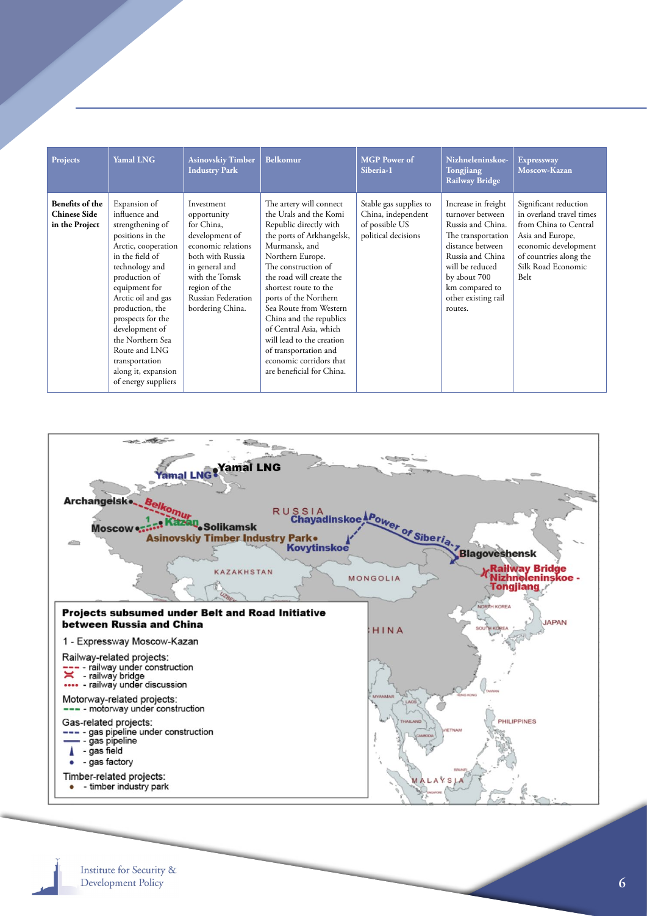| Projects | Yamal LNG | Asinovskiy Timber Industry Park | Belkomur | MGP Power of Siberia-1 | Nizhneleninskoe-Tongjiang Railway Bridge | Expressway Moscow-Kazan |
|---|---|---|---|---|---|---|
| **Benefits of the Chinese Side in the Project** | Expansion of influence and strengthening of positions in the Arctic, cooperation in the field of technology and production of equipment for Arctic oil and gas production, the prospects for the development of the Northern Sea Route and LNG transportation along it, expansion of energy suppliers | Investment opportunity for China, development of economic relations both with Russia in general and with the Tomsk region of the Russian Federation bordering China. | The artery will connect the Urals and the Komi Republic directly with the ports of Arkhangelsk, Murmansk, and Northern Europe. The construction of the road will create the shortest route to the ports of the Northern Sea Route from Western China and the republics of Central Asia, which will lead to the creation of transportation and economic corridors that are beneficial for China. | Stable gas supplies to China, independent of possible US political decisions | Increase in freight turnover between Russia and China. The transportation distance between Russia and China will be reduced by about 700 km compared to other existing rail routes. | Significant reduction in overland travel times from China to Central Asia and Europe, economic development of countries along the Silk Road Economic Belt |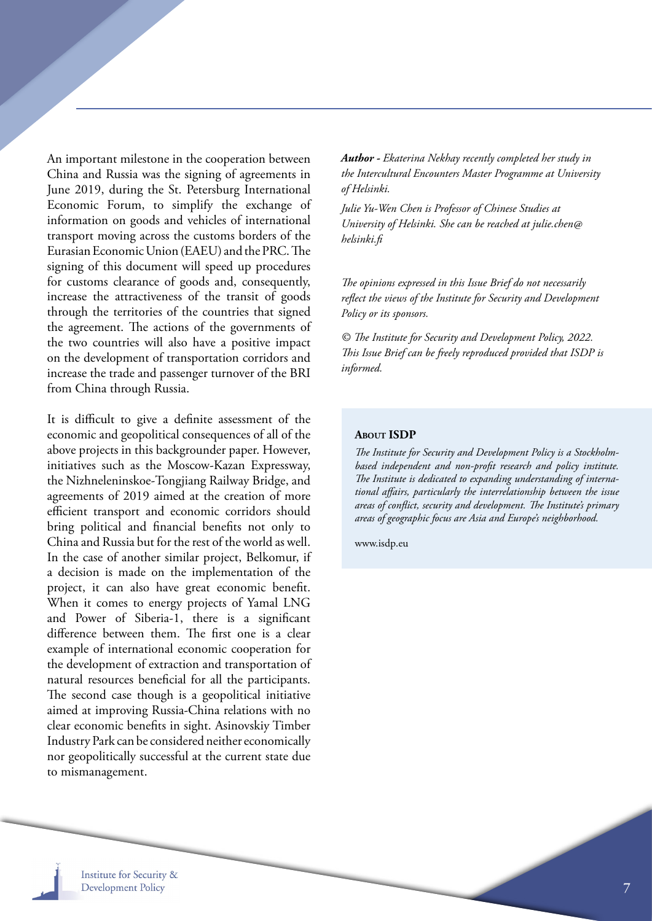An important milestone in the cooperation between China and Russia was the signing of agreements in June 2019, during the St. Petersburg International Economic Forum, to simplify the exchange of information on goods and vehicles of international transport moving across the customs borders of the Eurasian Economic Union (EAEU) and the PRC. The signing of this document will speed up procedures for customs clearance of goods and, consequently, increase the attractiveness of the transit of goods through the territories of the countries that signed the agreement. The actions of the governments of the two countries will also have a positive impact on the development of transportation corridors and increase the trade and passenger turnover of the BRI from China through Russia.

It is difficult to give a definite assessment of the economic and geopolitical consequences of all of the above projects in this backgrounder paper. However, initiatives such as the Moscow-Kazan Expressway, the Nizhneleninskoe-Tongjiang Railway Bridge, and agreements of 2019 aimed at the creation of more efficient transport and economic corridors should bring political and financial benefits not only to China and Russia but for the rest of the world as well. In the case of another similar project, Belkomur, if a decision is made on the implementation of the project, it can also have great economic benefit. When it comes to energy projects of Yamal LNG and Power of Siberia-1, there is a significant difference between them. The first one is a clear example of international economic cooperation for the development of extraction and transportation of natural resources beneficial for all the participants. The second case though is a geopolitical initiative aimed at improving Russia-China relations with no clear economic benefits in sight. Asinovskiy Timber Industry Park can be considered neither economically nor geopolitically successful at the current state due to mismanagement.

***Author** - Ekaterina Nekhay recently completed her study in the Intercultural Encounters Master Programme at University of Helsinki.*

*Julie Yu-Wen Chen is Professor of Chinese Studies at University of Helsinki. She can be reached at julie.chen@helsinki.fi*

*The opinions expressed in this Issue Brief do not necessarily reflect the views of the Institute for Security and Development Policy or its sponsors.*

*© The Institute for Security and Development Policy, 2022. This Issue Brief can be freely reproduced provided that ISDP is informed.*

**About ISDP**

*The Institute for Security and Development Policy is a Stockholm-based independent and non-profit research and policy institute. The Institute is dedicated to expanding understanding of international affairs, particularly the interrelationship between the issue areas of conflict, security and development. The Institute's primary areas of geographic focus are Asia and Europe's neighborhood.*

www.isdp.eu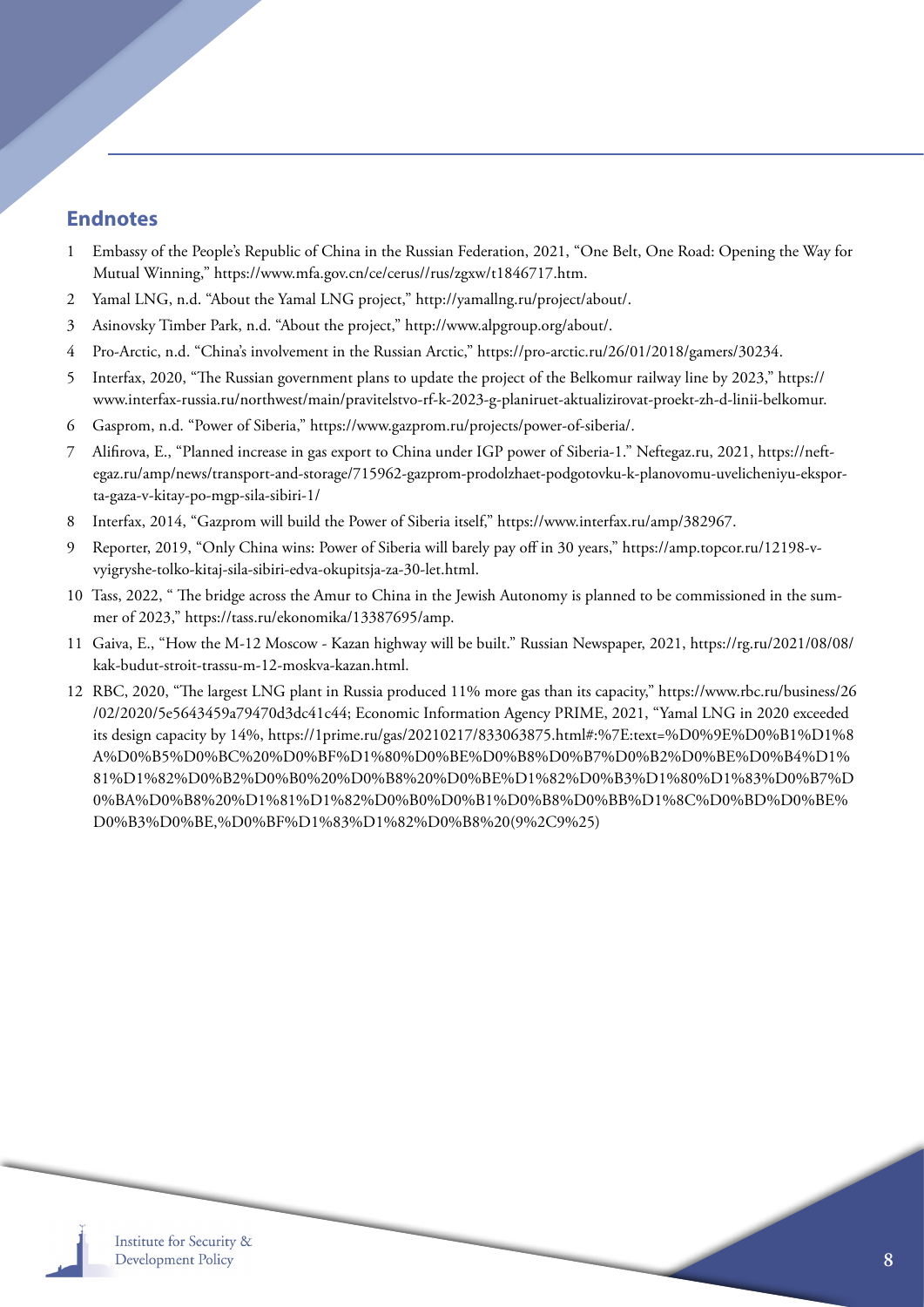## Endnotes

1. Embassy of the People's Republic of China in the Russian Federation, 2021, "One Belt, One Road: Opening the Way for Mutual Winning," https://www.mfa.gov.cn/ce/cerus//rus/zgxw/t1846717.htm.
2. Yamal LNG, n.d. "About the Yamal LNG project," http://yamallng.ru/project/about/.
3. Asinovsky Timber Park, n.d. "About the project," http://www.alpgroup.org/about/.
4. Pro-Arctic, n.d. "China's involvement in the Russian Arctic," https://pro-arctic.ru/26/01/2018/gamers/30234.
5. Interfax, 2020, "The Russian government plans to update the project of the Belkomur railway line by 2023," https://www.interfax-russia.ru/northwest/main/pravitelstvo-rf-k-2023-g-planiruet-aktualizirovat-proekt-zh-d-linii-belkomur.
6. Gasprom, n.d. "Power of Siberia," https://www.gazprom.ru/projects/power-of-siberia/.
7. Alifirova, E., "Planned increase in gas export to China under IGP power of Siberia-1." Neftegaz.ru, 2021, https://neftegaz.ru/amp/news/transport-and-storage/715962-gazprom-prodolzhaet-podgotovku-k-planovomu-uvelicheniyu-eksporta-gaza-v-kitay-po-mgp-sila-sibiri-1/
8. Interfax, 2014, "Gazprom will build the Power of Siberia itself," https://www.interfax.ru/amp/382967.
9. Reporter, 2019, "Only China wins: Power of Siberia will barely pay off in 30 years," https://amp.topcor.ru/12198-v-vyigryshe-tolko-kitaj-sila-sibiri-edva-okupitsja-za-30-let.html.
10. Tass, 2022, " The bridge across the Amur to China in the Jewish Autonomy is planned to be commissioned in the summer of 2023," https://tass.ru/ekonomika/13387695/amp.
11. Gaiva, E., "How the M-12 Moscow - Kazan highway will be built." Russian Newspaper, 2021, https://rg.ru/2021/08/08/kak-budut-stroit-trassu-m-12-moskva-kazan.html.
12. RBC, 2020, "The largest LNG plant in Russia produced 11% more gas than its capacity," https://www.rbc.ru/business/26/02/2020/5e5643459a79470d3dc41c44; Economic Information Agency PRIME, 2021, "Yamal LNG in 2020 exceeded its design capacity by 14%, https://1prime.ru/gas/20210217/833063875.html#:%7E:text=%D0%9E%D0%B1%D1%8A%D0%B5%D0%BC%20%D0%BF%D1%80%D0%BE%D0%B8%D0%B7%D0%B2%D0%BE%D0%B4%D1%81%D1%82%D0%B2%D0%B0%20%D0%B8%20%D0%BE%D1%82%D0%B3%D1%80%D1%83%D0%B7%D0%BA%D0%B8%20%D1%81%D1%82%D0%B0%D0%B1%D0%B8%D0%BB%D1%8C%D0%BD%D0%BE%D0%B3%D0%BE,%D0%BF%D1%83%D1%82%D0%B8%20(9%2C9%25)